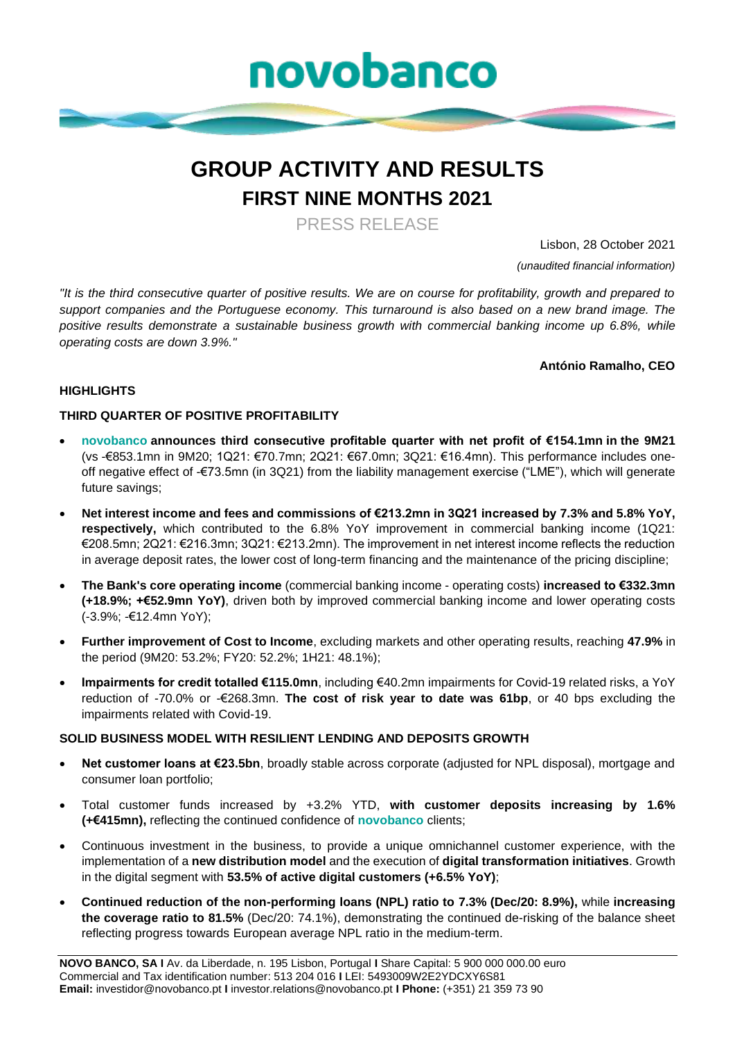novobanco

# GROUP ACTIVITY AND RESULTS

## FIRST NINE MONTHS 2021

PRESS RELEASE

Lisbon, 28 October 2021

*(unaudited financial information)*

*"It is the third consecutive quarter of positive results. We are on course for profitability, growth and prepared to support companies and the Portuguese economy. This turnaround is also based on a new brand image. The positive results demonstrate a sustainable business growth with commercial banking income up 6.8%, while operating costs are down 3.9%."*

**António Ramalho, CEO**

### HIGHLIGHTS

### THIRD QUARTER OF POSITIVE PROFITABILITY

- **novobanco announces third consecutive profitable quarter with net profit of €154.1mn in the 9M21** (vs -€853.1mn in 9M20; 1Q21: €70.7mn; 2Q21: €67.0mn; 3Q21: €16.4mn). This performance includes one-off negative effect of -€73.5mn (in 3Q21) from the liability management exercise ("LME"), which will generate future savings;
- **Net interest income and fees and commissions of €213.2mn in 3Q21 increased by 7.3% and 5.8% YoY, respectively,** which contributed to the 6.8% YoY improvement in commercial banking income (1Q21: €208.5mn; 2Q21: €216.3mn; 3Q21: €213.2mn). The improvement in net interest income reflects the reduction in average deposit rates, the lower cost of long-term financing and the maintenance of the pricing discipline;
- **The Bank's core operating income** (commercial banking income - operating costs) **increased to €332.3mn (+18.9%; +€52.9mn YoY)**, driven both by improved commercial banking income and lower operating costs (-3.9%; -€12.4mn YoY);
- **Further improvement of Cost to Income**, excluding markets and other operating results, reaching **47.9%** in the period (9M20: 53.2%; FY20: 52.2%; 1H21: 48.1%);
- **Impairments for credit totalled €115.0mn**, including €40.2mn impairments for Covid-19 related risks, a YoY reduction of -70.0% or -€268.3mn. **The cost of risk year to date was 61bp**, or 40 bps excluding the impairments related with Covid-19.

### SOLID BUSINESS MODEL WITH RESILIENT LENDING AND DEPOSITS GROWTH

- **Net customer loans at €23.5bn**, broadly stable across corporate (adjusted for NPL disposal), mortgage and consumer loan portfolio;
- Total customer funds increased by +3.2% YTD, **with customer deposits increasing by 1.6% (+€415mn),** reflecting the continued confidence of **novobanco** clients;
- Continuous investment in the business, to provide a unique omnichannel customer experience, with the implementation of a **new distribution model** and the execution of **digital transformation initiatives**. Growth in the digital segment with **53.5% of active digital customers (+6.5% YoY)**;
- **Continued reduction of the non-performing loans (NPL) ratio to 7.3% (Dec/20: 8.9%),** while **increasing the coverage ratio to 81.5%** (Dec/20: 74.1%), demonstrating the continued de-risking of the balance sheet reflecting progress towards European average NPL ratio in the medium-term.

**NOVO BANCO, SA I** Av. da Liberdade, n. 195 Lisbon, Portugal **I** Share Capital: 5 900 000 000.00 euro
Commercial and Tax identification number: 513 204 016 **I** LEI: 5493009W2E2YDCXY6S81
**Email:** investidor@novobanco.pt **I** investor.relations@novobanco.pt **I Phone:** (+351) 21 359 73 90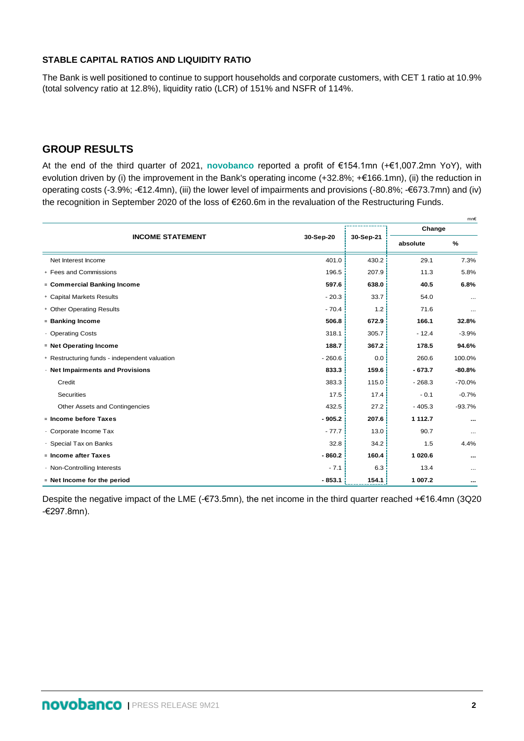### STABLE CAPITAL RATIOS AND LIQUIDITY RATIO

The Bank is well positioned to continue to support households and corporate customers, with CET 1 ratio at 10.9% (total solvency ratio at 12.8%), liquidity ratio (LCR) of 151% and NSFR of 114%.

## GROUP RESULTS

At the end of the third quarter of 2021, **novobanco** reported a profit of €154.1mn (+€1,007.2mn YoY), with evolution driven by (i) the improvement in the Bank's operating income (+32.8%; +€166.1mn), (ii) the reduction in operating costs (-3.9%; -€12.4mn), (iii) the lower level of impairments and provisions (-80.8%; -€673.7mn) and (iv) the recognition in September 2020 of the loss of €260.6m in the revaluation of the Restructuring Funds.

mn€

| INCOME STATEMENT | 30-Sep-20 | 30-Sep-21 | Change | |
|---|---|---|---|---|
| | | | absolute | % |
| Net Interest Income | 401.0 | 430.2 | 29.1 | 7.3% |
| + Fees and Commissions | 196.5 | 207.9 | 11.3 | 5.8% |
| **= Commercial Banking Income** | **597.6** | **638.0** | **40.5** | **6.8%** |
| + Capital Markets Results | - 20.3 | 33.7 | 54.0 | ... |
| + Other Operating Results | - 70.4 | 1.2 | 71.6 | ... |
| **= Banking Income** | **506.8** | **672.9** | **166.1** | **32.8%** |
| - Operating Costs | 318.1 | 305.7 | - 12.4 | -3.9% |
| **= Net Operating Income** | **188.7** | **367.2** | **178.5** | **94.6%** |
| + Restructuring funds - independent valuation | - 260.6 | 0.0 | 260.6 | 100.0% |
| **- Net Impairments and Provisions** | **833.3** | **159.6** | **- 673.7** | **-80.8%** |
| Credit | 383.3 | 115.0 | - 268.3 | -70.0% |
| Securities | 17.5 | 17.4 | - 0.1 | -0.7% |
| Other Assets and Contingencies | 432.5 | 27.2 | - 405.3 | -93.7% |
| **= Income before Taxes** | **- 905.2** | **207.6** | **1 112.7** | **...** |
| - Corporate Income Tax | - 77.7 | 13.0 | 90.7 | ... |
| - Special Tax on Banks | 32.8 | 34.2 | 1.5 | 4.4% |
| **= Income after Taxes** | **- 860.2** | **160.4** | **1 020.6** | **...** |
| - Non-Controlling Interests | - 7.1 | 6.3 | 13.4 | ... |
| **= Net Income for the period** | **- 853.1** | **154.1** | **1 007.2** | **...** |

Despite the negative impact of the LME (-€73.5mn), the net income in the third quarter reached +€16.4mn (3Q20 -€297.8mn).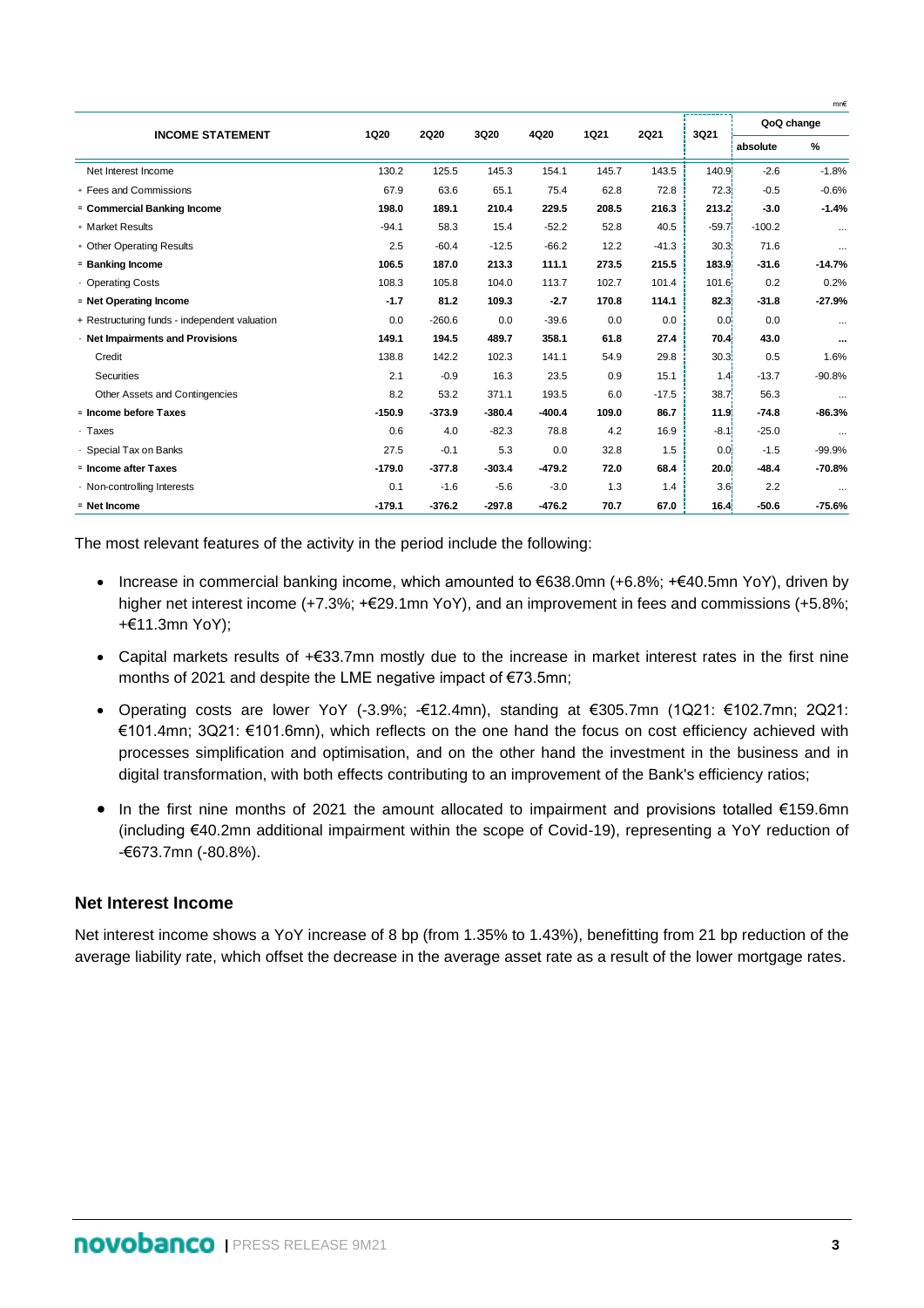mn€

| INCOME STATEMENT | 1Q20 | 2Q20 | 3Q20 | 4Q20 | 1Q21 | 2Q21 | 3Q21 | QoQ change | |
|---|---|---|---|---|---|---|---|---|---|
| | | | | | | | | absolute | % |
| Net Interest Income | 130.2 | 125.5 | 145.3 | 154.1 | 145.7 | 143.5 | 140.9 | -2.6 | -1.8% |
| + Fees and Commissions | 67.9 | 63.6 | 65.1 | 75.4 | 62.8 | 72.8 | 72.3 | -0.5 | -0.6% |
| **= Commercial Banking Income** | **198.0** | **189.1** | **210.4** | **229.5** | **208.5** | **216.3** | **213.2** | **-3.0** | **-1.4%** |
| + Market Results | -94.1 | 58.3 | 15.4 | -52.2 | 52.8 | 40.5 | -59.7 | -100.2 | ... |
| + Other Operating Results | 2.5 | -60.4 | -12.5 | -66.2 | 12.2 | -41.3 | 30.3 | 71.6 | ... |
| **= Banking Income** | **106.5** | **187.0** | **213.3** | **111.1** | **273.5** | **215.5** | **183.9** | **-31.6** | **-14.7%** |
| - Operating Costs | 108.3 | 105.8 | 104.0 | 113.7 | 102.7 | 101.4 | 101.6 | 0.2 | 0.2% |
| **= Net Operating Income** | **-1.7** | **81.2** | **109.3** | **-2.7** | **170.8** | **114.1** | **82.3** | **-31.8** | **-27.9%** |
| + Restructuring funds - independent valuation | 0.0 | -260.6 | 0.0 | -39.6 | 0.0 | 0.0 | 0.0 | 0.0 | ... |
| **- Net Impairments and Provisions** | **149.1** | **194.5** | **489.7** | **358.1** | **61.8** | **27.4** | **70.4** | **43.0** | **...** |
| Credit | 138.8 | 142.2 | 102.3 | 141.1 | 54.9 | 29.8 | 30.3 | 0.5 | 1.6% |
| Securities | 2.1 | -0.9 | 16.3 | 23.5 | 0.9 | 15.1 | 1.4 | -13.7 | -90.8% |
| Other Assets and Contingencies | 8.2 | 53.2 | 371.1 | 193.5 | 6.0 | -17.5 | 38.7 | 56.3 | ... |
| **= Income before Taxes** | **-150.9** | **-373.9** | **-380.4** | **-400.4** | **109.0** | **86.7** | **11.9** | **-74.8** | **-86.3%** |
| - Taxes | 0.6 | 4.0 | -82.3 | 78.8 | 4.2 | 16.9 | -8.1 | -25.0 | ... |
| - Special Tax on Banks | 27.5 | -0.1 | 5.3 | 0.0 | 32.8 | 1.5 | 0.0 | -1.5 | -99.9% |
| **= Income after Taxes** | **-179.0** | **-377.8** | **-303.4** | **-479.2** | **72.0** | **68.4** | **20.0** | **-48.4** | **-70.8%** |
| - Non-controlling Interests | 0.1 | -1.6 | -5.6 | -3.0 | 1.3 | 1.4 | 3.6 | 2.2 | ... |
| **= Net Income** | **-179.1** | **-376.2** | **-297.8** | **-476.2** | **70.7** | **67.0** | **16.4** | **-50.6** | **-75.6%** |

The most relevant features of the activity in the period include the following:

- Increase in commercial banking income, which amounted to €638.0mn (+6.8%; +€40.5mn YoY), driven by higher net interest income (+7.3%; +€29.1mn YoY), and an improvement in fees and commissions (+5.8%; +€11.3mn YoY);
- Capital markets results of +€33.7mn mostly due to the increase in market interest rates in the first nine months of 2021 and despite the LME negative impact of €73.5mn;
- Operating costs are lower YoY (-3.9%; -€12.4mn), standing at €305.7mn (1Q21: €102.7mn; 2Q21: €101.4mn; 3Q21: €101.6mn), which reflects on the one hand the focus on cost efficiency achieved with processes simplification and optimisation, and on the other hand the investment in the business and in digital transformation, with both effects contributing to an improvement of the Bank's efficiency ratios;
- In the first nine months of 2021 the amount allocated to impairment and provisions totalled €159.6mn (including €40.2mn additional impairment within the scope of Covid-19), representing a YoY reduction of -€673.7mn (-80.8%).

## Net Interest Income

Net interest income shows a YoY increase of 8 bp (from 1.35% to 1.43%), benefitting from 21 bp reduction of the average liability rate, which offset the decrease in the average asset rate as a result of the lower mortgage rates.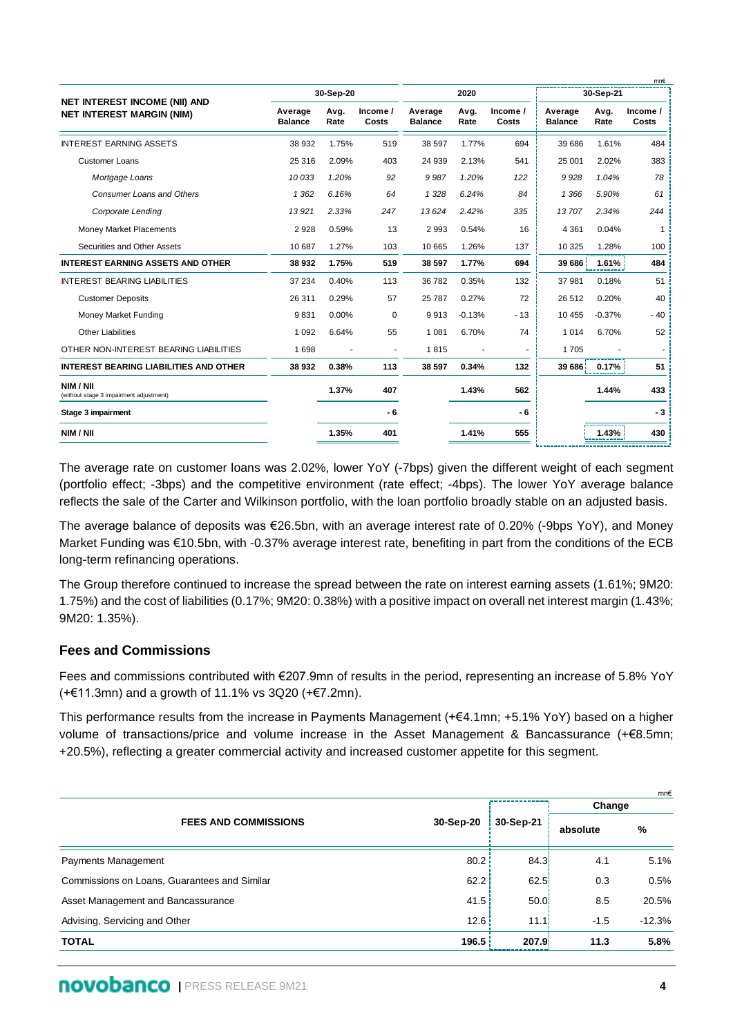mn€

| NET INTEREST INCOME (NII) AND NET INTEREST MARGIN (NIM) | 30-Sep-20 | | | 2020 | | | 30-Sep-21 | | |
|---|---|---|---|---|---|---|---|---|---|
| | Average Balance | Avg. Rate | Income / Costs | Average Balance | Avg. Rate | Income / Costs | Average Balance | Avg. Rate | Income / Costs |
| INTEREST EARNING ASSETS | 38 932 | 1.75% | 519 | 38 597 | 1.77% | 694 | 39 686 | 1.61% | 484 |
| Customer Loans | 25 316 | 2.09% | 403 | 24 939 | 2.13% | 541 | 25 001 | 2.02% | 383 |
| *Mortgage Loans* | *10 033* | *1.20%* | *92* | *9 987* | *1.20%* | *122* | *9 928* | *1.04%* | *78* |
| *Consumer Loans and Others* | *1 362* | *6.16%* | *64* | *1 328* | *6.24%* | *84* | *1 366* | *5.90%* | *61* |
| *Corporate Lending* | *13 921* | *2.33%* | *247* | *13 624* | *2.42%* | *335* | *13 707* | *2.34%* | *244* |
| Money Market Placements | 2 928 | 0.59% | 13 | 2 993 | 0.54% | 16 | 4 361 | 0.04% | 1 |
| Securities and Other Assets | 10 687 | 1.27% | 103 | 10 665 | 1.26% | 137 | 10 325 | 1.28% | 100 |
| **INTEREST EARNING ASSETS AND OTHER** | **38 932** | **1.75%** | **519** | **38 597** | **1.77%** | **694** | **39 686** | **1.61%** | **484** |
| INTEREST BEARING LIABILITIES | 37 234 | 0.40% | 113 | 36 782 | 0.35% | 132 | 37 981 | 0.18% | 51 |
| Customer Deposits | 26 311 | 0.29% | 57 | 25 787 | 0.27% | 72 | 26 512 | 0.20% | 40 |
| Money Market Funding | 9 831 | 0.00% | 0 | 9 913 | -0.13% | - 13 | 10 455 | -0.37% | - 40 |
| Other Liabilities | 1 092 | 6.64% | 55 | 1 081 | 6.70% | 74 | 1 014 | 6.70% | 52 |
| OTHER NON-INTEREST BEARING LIABILITIES | 1 698 | - | - | 1 815 | - | - | 1 705 | - | - |
| **INTEREST BEARING LIABILITIES AND OTHER** | **38 932** | **0.38%** | **113** | **38 597** | **0.34%** | **132** | **39 686** | **0.17%** | **51** |
| **NIM / NII** (without stage 3 impairment adjustment) | | **1.37%** | **407** | | **1.43%** | **562** | | **1.44%** | **433** |
| **Stage 3 impairment** | | | **- 6** | | | **- 6** | | | **- 3** |
| **NIM / NII** | | **1.35%** | **401** | | **1.41%** | **555** | | **1.43%** | **430** |

The average rate on customer loans was 2.02%, lower YoY (-7bps) given the different weight of each segment (portfolio effect; -3bps) and the competitive environment (rate effect; -4bps). The lower YoY average balance reflects the sale of the Carter and Wilkinson portfolio, with the loan portfolio broadly stable on an adjusted basis.

The average balance of deposits was €26.5bn, with an average interest rate of 0.20% (-9bps YoY), and Money Market Funding was €10.5bn, with -0.37% average interest rate, benefiting in part from the conditions of the ECB long-term refinancing operations.

The Group therefore continued to increase the spread between the rate on interest earning assets (1.61%; 9M20: 1.75%) and the cost of liabilities (0.17%; 9M20: 0.38%) with a positive impact on overall net interest margin (1.43%; 9M20: 1.35%).

## Fees and Commissions

Fees and commissions contributed with €207.9mn of results in the period, representing an increase of 5.8% YoY (+€11.3mn) and a growth of 11.1% vs 3Q20 (+€7.2mn).

This performance results from the increase in Payments Management (+€4.1mn; +5.1% YoY) based on a higher volume of transactions/price and volume increase in the Asset Management & Bancassurance (+€8.5mn; +20.5%), reflecting a greater commercial activity and increased customer appetite for this segment.

mn€

| FEES AND COMMISSIONS | 30-Sep-20 | 30-Sep-21 | Change | |
|---|---|---|---|---|
| | | | absolute | % |
| Payments Management | 80.2 | 84.3 | 4.1 | 5.1% |
| Commissions on Loans, Guarantees and Similar | 62.2 | 62.5 | 0.3 | 0.5% |
| Asset Management and Bancassurance | 41.5 | 50.0 | 8.5 | 20.5% |
| Advising, Servicing and Other | 12.6 | 11.1 | -1.5 | -12.3% |
| **TOTAL** | **196.5** | **207.9** | **11.3** | **5.8%** |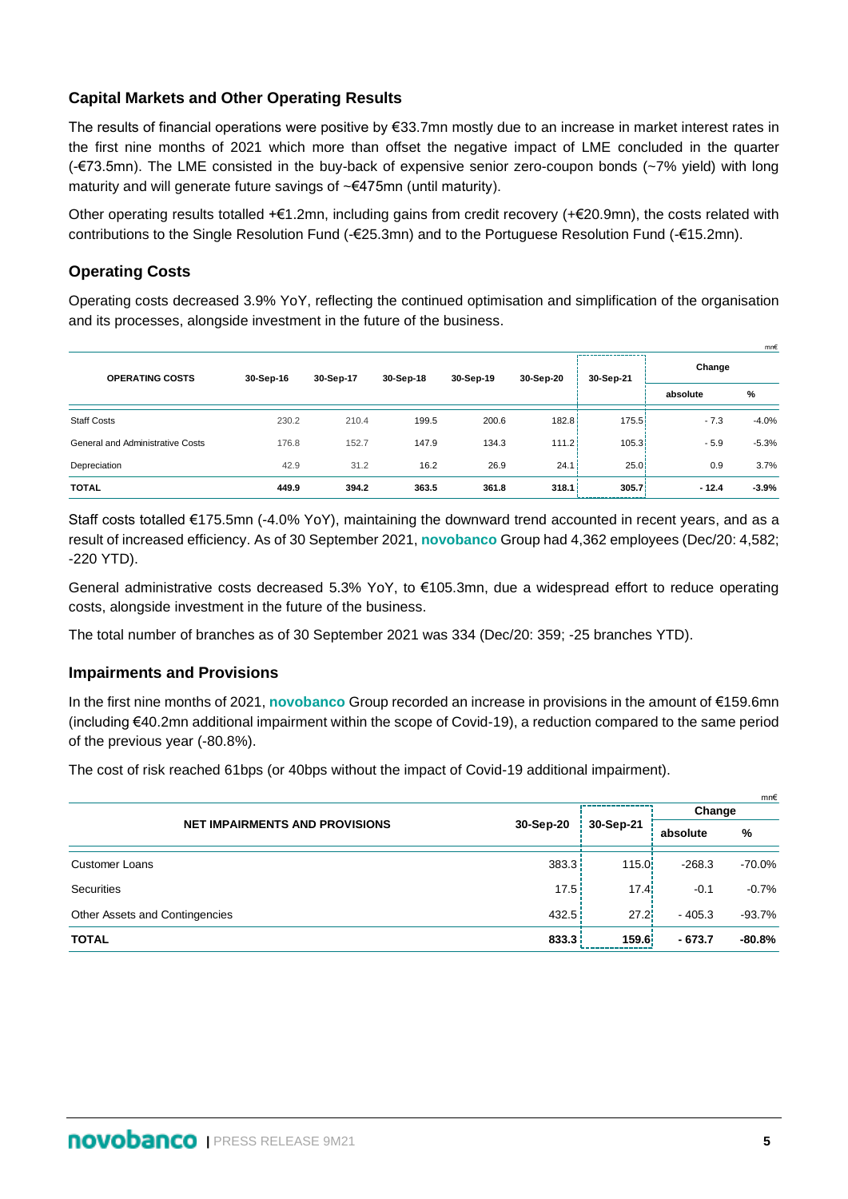## Capital Markets and Other Operating Results

The results of financial operations were positive by €33.7mn mostly due to an increase in market interest rates in the first nine months of 2021 which more than offset the negative impact of LME concluded in the quarter (-€73.5mn). The LME consisted in the buy-back of expensive senior zero-coupon bonds (~7% yield) with long maturity and will generate future savings of ~€475mn (until maturity).

Other operating results totalled +€1.2mn, including gains from credit recovery (+€20.9mn), the costs related with contributions to the Single Resolution Fund (-€25.3mn) and to the Portuguese Resolution Fund (-€15.2mn).

## Operating Costs

Operating costs decreased 3.9% YoY, reflecting the continued optimisation and simplification of the organisation and its processes, alongside investment in the future of the business.

mn€

| OPERATING COSTS | 30-Sep-16 | 30-Sep-17 | 30-Sep-18 | 30-Sep-19 | 30-Sep-20 | 30-Sep-21 | Change | |
|---|---|---|---|---|---|---|---|---|
| | | | | | | | absolute | % |
| Staff Costs | 230.2 | 210.4 | 199.5 | 200.6 | 182.8 | 175.5 | - 7.3 | -4.0% |
| General and Administrative Costs | 176.8 | 152.7 | 147.9 | 134.3 | 111.2 | 105.3 | - 5.9 | -5.3% |
| Depreciation | 42.9 | 31.2 | 16.2 | 26.9 | 24.1 | 25.0 | 0.9 | 3.7% |
| **TOTAL** | **449.9** | **394.2** | **363.5** | **361.8** | **318.1** | **305.7** | **- 12.4** | **-3.9%** |

Staff costs totalled €175.5mn (-4.0% YoY), maintaining the downward trend accounted in recent years, and as a result of increased efficiency. As of 30 September 2021, **novobanco** Group had 4,362 employees (Dec/20: 4,582; -220 YTD).

General administrative costs decreased 5.3% YoY, to €105.3mn, due a widespread effort to reduce operating costs, alongside investment in the future of the business.

The total number of branches as of 30 September 2021 was 334 (Dec/20: 359; -25 branches YTD).

## Impairments and Provisions

In the first nine months of 2021, **novobanco** Group recorded an increase in provisions in the amount of €159.6mn (including €40.2mn additional impairment within the scope of Covid-19), a reduction compared to the same period of the previous year (-80.8%).

The cost of risk reached 61bps (or 40bps without the impact of Covid-19 additional impairment).

mn€

| NET IMPAIRMENTS AND PROVISIONS | 30-Sep-20 | 30-Sep-21 | Change | |
|---|---|---|---|---|
| | | | absolute | % |
| Customer Loans | 383.3 | 115.0 | -268.3 | -70.0% |
| Securities | 17.5 | 17.4 | -0.1 | -0.7% |
| Other Assets and Contingencies | 432.5 | 27.2 | - 405.3 | -93.7% |
| **TOTAL** | **833.3** | **159.6** | **- 673.7** | **-80.8%** |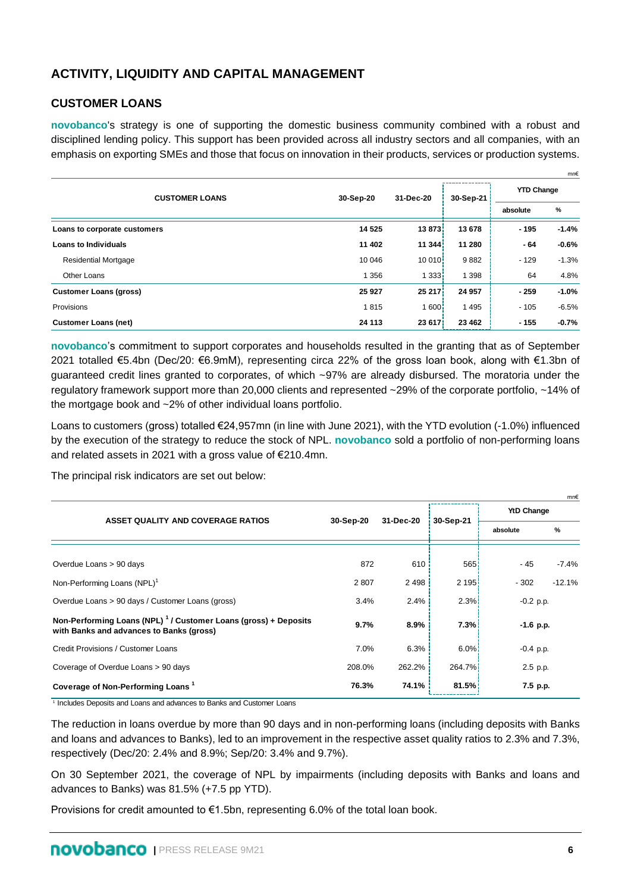## ACTIVITY, LIQUIDITY AND CAPITAL MANAGEMENT

### CUSTOMER LOANS

**novobanco**'s strategy is one of supporting the domestic business community combined with a robust and disciplined lending policy. This support has been provided across all industry sectors and all companies, with an emphasis on exporting SMEs and those that focus on innovation in their products, services or production systems.

mn€

| CUSTOMER LOANS | 30-Sep-20 | 31-Dec-20 | 30-Sep-21 | YTD Change | |
|---|---|---|---|---|---|
| | | | | absolute | % |
| **Loans to corporate customers** | **14 525** | **13 873** | **13 678** | **- 195** | **-1.4%** |
| **Loans to Individuals** | **11 402** | **11 344** | **11 280** | **- 64** | **-0.6%** |
| Residential Mortgage | 10 046 | 10 010 | 9 882 | - 129 | -1.3% |
| Other Loans | 1 356 | 1 333 | 1 398 | 64 | 4.8% |
| **Customer Loans (gross)** | **25 927** | **25 217** | **24 957** | **- 259** | **-1.0%** |
| Provisions | 1 815 | 1 600 | 1 495 | - 105 | -6.5% |
| **Customer Loans (net)** | **24 113** | **23 617** | **23 462** | **- 155** | **-0.7%** |

**novobanco**'s commitment to support corporates and households resulted in the granting that as of September 2021 totalled €5.4bn (Dec/20: €6.9mM), representing circa 22% of the gross loan book, along with €1.3bn of guaranteed credit lines granted to corporates, of which ~97% are already disbursed. The moratoria under the regulatory framework support more than 20,000 clients and represented ~29% of the corporate portfolio, ~14% of the mortgage book and ~2% of other individual loans portfolio.

Loans to customers (gross) totalled €24,957mn (in line with June 2021), with the YTD evolution (-1.0%) influenced by the execution of the strategy to reduce the stock of NPL. **novobanco** sold a portfolio of non-performing loans and related assets in 2021 with a gross value of €210.4mn.

The principal risk indicators are set out below:

mn€

| ASSET QUALITY AND COVERAGE RATIOS | 30-Sep-20 | 31-Dec-20 | 30-Sep-21 | YtD Change | |
|---|---|---|---|---|---|
| | | | | absolute | % |
| Overdue Loans > 90 days | 872 | 610 | 565 | - 45 | -7.4% |
| Non-Performing Loans (NPL)[1] | 2 807 | 2 498 | 2 195 | - 302 | -12.1% |
| Overdue Loans > 90 days / Customer Loans (gross) | 3.4% | 2.4% | 2.3% | -0.2 p.p. | |
| **Non-Performing Loans (NPL)[1] / Customer Loans (gross) + Deposits with Banks and advances to Banks (gross)** | **9.7%** | **8.9%** | **7.3%** | **-1.6 p.p.** | |
| Credit Provisions / Customer Loans | 7.0% | 6.3% | 6.0% | -0.4 p.p. | |
| Coverage of Overdue Loans > 90 days | 208.0% | 262.2% | 264.7% | 2.5 p.p. | |
| **Coverage of Non-Performing Loans[1]** | **76.3%** | **74.1%** | **81.5%** | **7.5 p.p.** | |

[1] Includes Deposits and Loans and advances to Banks and Customer Loans

The reduction in loans overdue by more than 90 days and in non-performing loans (including deposits with Banks and loans and advances to Banks), led to an improvement in the respective asset quality ratios to 2.3% and 7.3%, respectively (Dec/20: 2.4% and 8.9%; Sep/20: 3.4% and 9.7%).

On 30 September 2021, the coverage of NPL by impairments (including deposits with Banks and loans and advances to Banks) was 81.5% (+7.5 pp YTD).

Provisions for credit amounted to €1.5bn, representing 6.0% of the total loan book.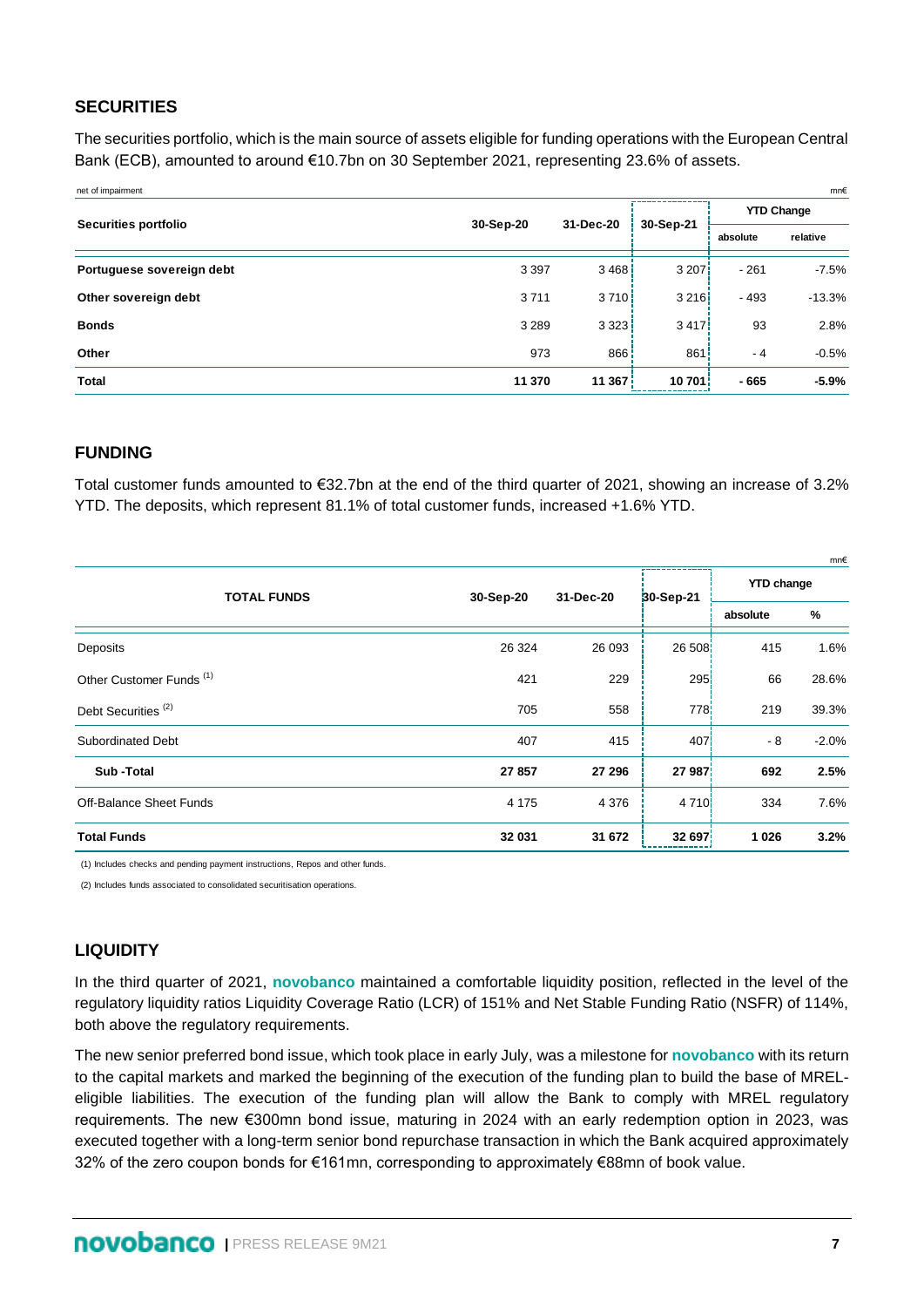## SECURITIES

The securities portfolio, which is the main source of assets eligible for funding operations with the European Central Bank (ECB), amounted to around €10.7bn on 30 September 2021, representing 23.6% of assets.

net of impairment mn€

| Securities portfolio | 30-Sep-20 | 31-Dec-20 | 30-Sep-21 | YTD Change | |
|---|---|---|---|---|---|
| | | | | absolute | relative |
| **Portuguese sovereign debt** | 3 397 | 3 468 | 3 207 | - 261 | -7.5% |
| **Other sovereign debt** | 3 711 | 3 710 | 3 216 | - 493 | -13.3% |
| **Bonds** | 3 289 | 3 323 | 3 417 | 93 | 2.8% |
| **Other** | 973 | 866 | 861 | - 4 | -0.5% |
| **Total** | **11 370** | **11 367** | **10 701** | **- 665** | **-5.9%** |

## FUNDING

Total customer funds amounted to €32.7bn at the end of the third quarter of 2021, showing an increase of 3.2% YTD. The deposits, which represent 81.1% of total customer funds, increased +1.6% YTD.

mn€

| TOTAL FUNDS | 30-Sep-20 | 31-Dec-20 | 30-Sep-21 | YTD change | |
|---|---|---|---|---|---|
| | | | | absolute | % |
| Deposits | 26 324 | 26 093 | 26 508 | 415 | 1.6% |
| Other Customer Funds (1) | 421 | 229 | 295 | 66 | 28.6% |
| Debt Securities (2) | 705 | 558 | 778 | 219 | 39.3% |
| Subordinated Debt | 407 | 415 | 407 | - 8 | -2.0% |
| **Sub -Total** | **27 857** | **27 296** | **27 987** | **692** | **2.5%** |
| Off-Balance Sheet Funds | 4 175 | 4 376 | 4 710 | 334 | 7.6% |
| **Total Funds** | **32 031** | **31 672** | **32 697** | **1 026** | **3.2%** |

(1) Includes checks and pending payment instructions, Repos and other funds.

(2) Includes funds associated to consolidated securitisation operations.

## LIQUIDITY

In the third quarter of 2021, **novobanco** maintained a comfortable liquidity position, reflected in the level of the regulatory liquidity ratios Liquidity Coverage Ratio (LCR) of 151% and Net Stable Funding Ratio (NSFR) of 114%, both above the regulatory requirements.

The new senior preferred bond issue, which took place in early July, was a milestone for **novobanco** with its return to the capital markets and marked the beginning of the execution of the funding plan to build the base of MREL-eligible liabilities. The execution of the funding plan will allow the Bank to comply with MREL regulatory requirements. The new €300mn bond issue, maturing in 2024 with an early redemption option in 2023, was executed together with a long-term senior bond repurchase transaction in which the Bank acquired approximately 32% of the zero coupon bonds for €161mn, corresponding to approximately €88mn of book value.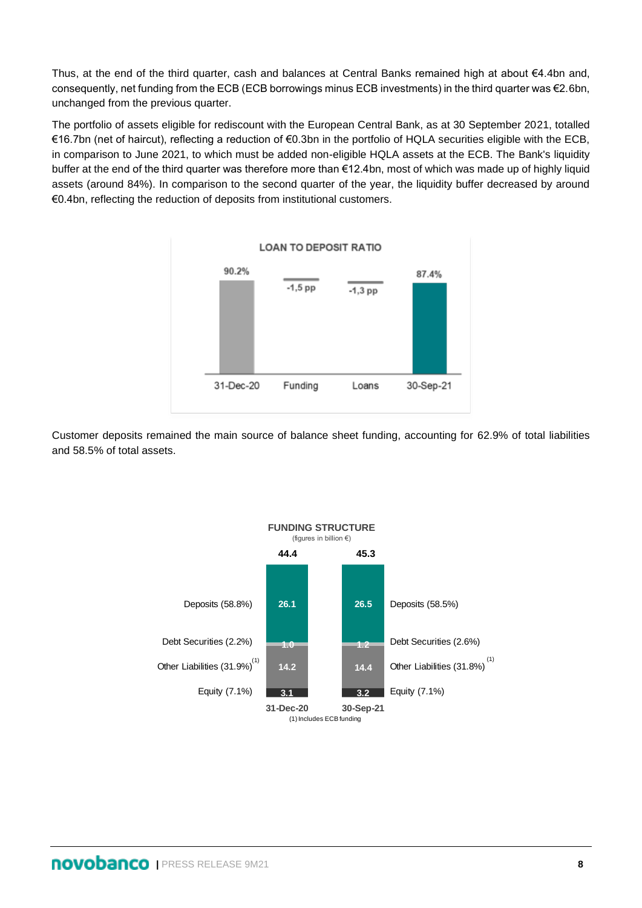Thus, at the end of the third quarter, cash and balances at Central Banks remained high at about €4.4bn and, consequently, net funding from the ECB (ECB borrowings minus ECB investments) in the third quarter was €2.6bn, unchanged from the previous quarter.

The portfolio of assets eligible for rediscount with the European Central Bank, as at 30 September 2021, totalled €16.7bn (net of haircut), reflecting a reduction of €0.3bn in the portfolio of HQLA securities eligible with the ECB, in comparison to June 2021, to which must be added non-eligible HQLA assets at the ECB. The Bank's liquidity buffer at the end of the third quarter was therefore more than €12.4bn, most of which was made up of highly liquid assets (around 84%). In comparison to the second quarter of the year, the liquidity buffer decreased by around €0.4bn, reflecting the reduction of deposits from institutional customers.

**LOAN TO DEPOSIT RATIO**

| 31-Dec-20 | Funding | Loans | 30-Sep-21 |
|---|---|---|---|
| 90.2% | -1,5 pp | -1,3 pp | 87.4% |

Customer deposits remained the main source of balance sheet funding, accounting for 62.9% of total liabilities and 58.5% of total assets.

**FUNDING STRUCTURE**
(figures in billion €)

| | 31-Dec-20 | 30-Sep-21 | |
|---|---|---|---|
| Total | 44.4 | 45.3 | |
| Deposits (58.8%) | 26.1 | 26.5 | Deposits (58.5%) |
| Debt Securities (2.2%) | 1.0 | 1.2 | Debt Securities (2.6%) |
| Other Liabilities (31.9%)[1] | 14.2 | 14.4 | Other Liabilities (31.8%)[1] |
| Equity (7.1%) | 3.1 | 3.2 | Equity (7.1%) |

(1) Includes ECB funding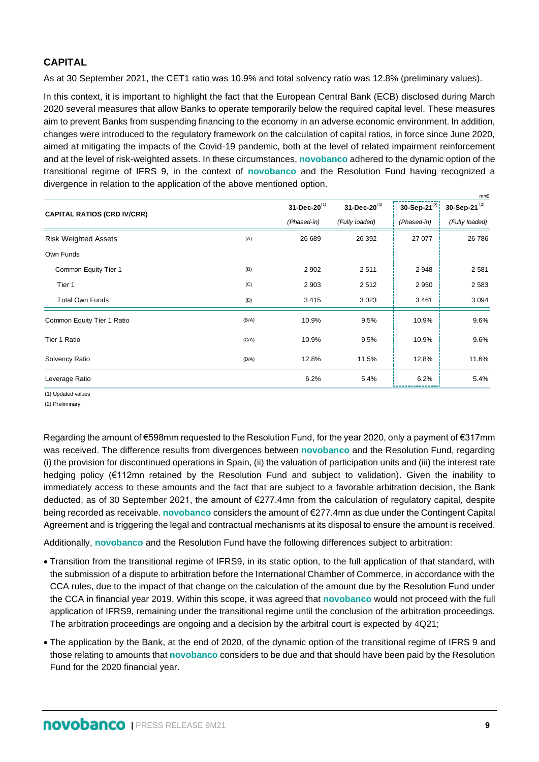## CAPITAL

As at 30 September 2021, the CET1 ratio was 10.9% and total solvency ratio was 12.8% (preliminary values).

In this context, it is important to highlight the fact that the European Central Bank (ECB) disclosed during March 2020 several measures that allow Banks to operate temporarily below the required capital level. These measures aim to prevent Banks from suspending financing to the economy in an adverse economic environment. In addition, changes were introduced to the regulatory framework on the calculation of capital ratios, in force since June 2020, aimed at mitigating the impacts of the Covid-19 pandemic, both at the level of related impairment reinforcement and at the level of risk-weighted assets. In these circumstances, **novobanco** adhered to the dynamic option of the transitional regime of IFRS 9, in the context of **novobanco** and the Resolution Fund having recognized a divergence in relation to the application of the above mentioned option.

mn€

| CAPITAL RATIOS (CRD IV/CRR) | | 31-Dec-20[1] *(Phased-in)* | 31-Dec-20[1] *(Fully loaded)* | 30-Sep-21[2] *(Phased-in)* | 30-Sep-21[2] *(Fully loaded)* |
|---|---|---|---|---|---|
| Risk Weighted Assets | (A) | 26 689 | 26 392 | 27 077 | 26 786 |
| Own Funds | | | | | |
| Common Equity Tier 1 | (B) | 2 902 | 2 511 | 2 948 | 2 581 |
| Tier 1 | (C) | 2 903 | 2 512 | 2 950 | 2 583 |
| Total Own Funds | (D) | 3 415 | 3 023 | 3 461 | 3 094 |
| Common Equity Tier 1 Ratio | (B/A) | 10.9% | 9.5% | 10.9% | 9.6% |
| Tier 1 Ratio | (C/A) | 10.9% | 9.5% | 10.9% | 9.6% |
| Solvency Ratio | (D/A) | 12.8% | 11.5% | 12.8% | 11.6% |
| Leverage Ratio | | 6.2% | 5.4% | 6.2% | 5.4% |

(1) Updated values

(2) Preliminary

Regarding the amount of €598mm requested to the Resolution Fund, for the year 2020, only a payment of €317mm was received. The difference results from divergences between **novobanco** and the Resolution Fund, regarding (i) the provision for discontinued operations in Spain, (ii) the valuation of participation units and (iii) the interest rate hedging policy (€112mn retained by the Resolution Fund and subject to validation). Given the inability to immediately access to these amounts and the fact that are subject to a favorable arbitration decision, the Bank deducted, as of 30 September 2021, the amount of €277.4mn from the calculation of regulatory capital, despite being recorded as receivable. **novobanco** considers the amount of €277.4mn as due under the Contingent Capital Agreement and is triggering the legal and contractual mechanisms at its disposal to ensure the amount is received.

Additionally, **novobanco** and the Resolution Fund have the following differences subject to arbitration:

- Transition from the transitional regime of IFRS9, in its static option, to the full application of that standard, with the submission of a dispute to arbitration before the International Chamber of Commerce, in accordance with the CCA rules, due to the impact of that change on the calculation of the amount due by the Resolution Fund under the CCA in financial year 2019. Within this scope, it was agreed that **novobanco** would not proceed with the full application of IFRS9, remaining under the transitional regime until the conclusion of the arbitration proceedings. The arbitration proceedings are ongoing and a decision by the arbitral court is expected by 4Q21;
- The application by the Bank, at the end of 2020, of the dynamic option of the transitional regime of IFRS 9 and those relating to amounts that **novobanco** considers to be due and that should have been paid by the Resolution Fund for the 2020 financial year.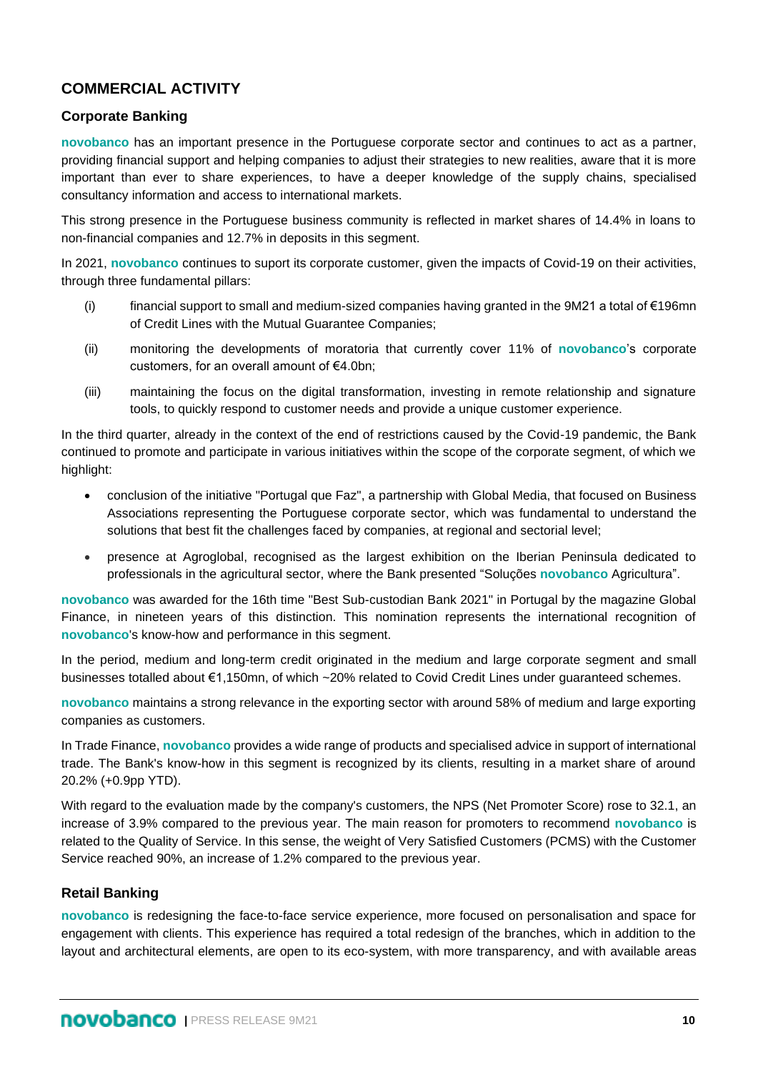## COMMERCIAL ACTIVITY

### Corporate Banking

**novobanco** has an important presence in the Portuguese corporate sector and continues to act as a partner, providing financial support and helping companies to adjust their strategies to new realities, aware that it is more important than ever to share experiences, to have a deeper knowledge of the supply chains, specialised consultancy information and access to international markets.

This strong presence in the Portuguese business community is reflected in market shares of 14.4% in loans to non-financial companies and 12.7% in deposits in this segment.

In 2021, **novobanco** continues to suport its corporate customer, given the impacts of Covid-19 on their activities, through three fundamental pillars:

(i) financial support to small and medium-sized companies having granted in the 9M21 a total of €196mn of Credit Lines with the Mutual Guarantee Companies;

(ii) monitoring the developments of moratoria that currently cover 11% of **novobanco**'s corporate customers, for an overall amount of €4.0bn;

(iii) maintaining the focus on the digital transformation, investing in remote relationship and signature tools, to quickly respond to customer needs and provide a unique customer experience.

In the third quarter, already in the context of the end of restrictions caused by the Covid-19 pandemic, the Bank continued to promote and participate in various initiatives within the scope of the corporate segment, of which we highlight:

- conclusion of the initiative "Portugal que Faz", a partnership with Global Media, that focused on Business Associations representing the Portuguese corporate sector, which was fundamental to understand the solutions that best fit the challenges faced by companies, at regional and sectorial level;
- presence at Agroglobal, recognised as the largest exhibition on the Iberian Peninsula dedicated to professionals in the agricultural sector, where the Bank presented "Soluções **novobanco** Agricultura".

**novobanco** was awarded for the 16th time "Best Sub-custodian Bank 2021" in Portugal by the magazine Global Finance, in nineteen years of this distinction. This nomination represents the international recognition of **novobanco**'s know-how and performance in this segment.

In the period, medium and long-term credit originated in the medium and large corporate segment and small businesses totalled about €1,150mn, of which ~20% related to Covid Credit Lines under guaranteed schemes.

**novobanco** maintains a strong relevance in the exporting sector with around 58% of medium and large exporting companies as customers.

In Trade Finance, **novobanco** provides a wide range of products and specialised advice in support of international trade. The Bank's know-how in this segment is recognized by its clients, resulting in a market share of around 20.2% (+0.9pp YTD).

With regard to the evaluation made by the company's customers, the NPS (Net Promoter Score) rose to 32.1, an increase of 3.9% compared to the previous year. The main reason for promoters to recommend **novobanco** is related to the Quality of Service. In this sense, the weight of Very Satisfied Customers (PCMS) with the Customer Service reached 90%, an increase of 1.2% compared to the previous year.

### Retail Banking

**novobanco** is redesigning the face-to-face service experience, more focused on personalisation and space for engagement with clients. This experience has required a total redesign of the branches, which in addition to the layout and architectural elements, are open to its eco-system, with more transparency, and with available areas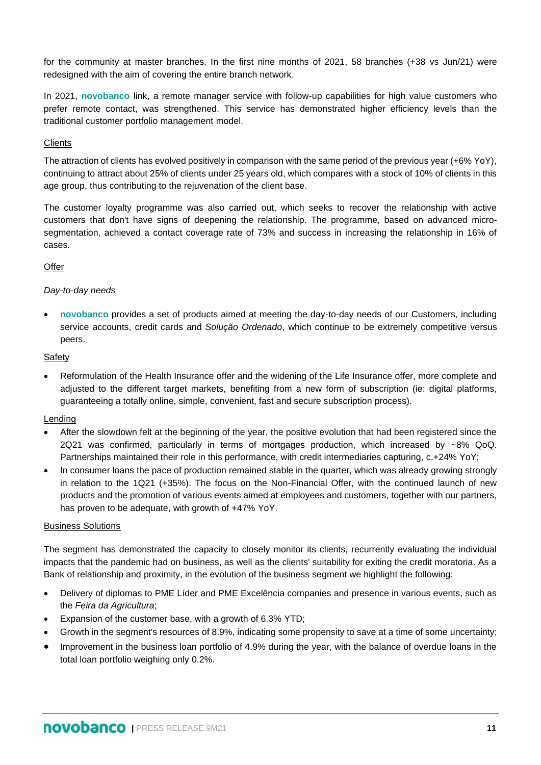for the community at master branches. In the first nine months of 2021, 58 branches (+38 vs Jun/21) were redesigned with the aim of covering the entire branch network.

In 2021, **novobanco** link, a remote manager service with follow-up capabilities for high value customers who prefer remote contact, was strengthened. This service has demonstrated higher efficiency levels than the traditional customer portfolio management model.

<u>Clients</u>

The attraction of clients has evolved positively in comparison with the same period of the previous year (+6% YoY), continuing to attract about 25% of clients under 25 years old, which compares with a stock of 10% of clients in this age group, thus contributing to the rejuvenation of the client base.

The customer loyalty programme was also carried out, which seeks to recover the relationship with active customers that don't have signs of deepening the relationship. The programme, based on advanced micro-segmentation, achieved a contact coverage rate of 73% and success in increasing the relationship in 16% of cases.

<u>Offer</u>

*Day-to-day needs*

- **novobanco** provides a set of products aimed at meeting the day-to-day needs of our Customers, including service accounts, credit cards and *Solução Ordenado*, which continue to be extremely competitive versus peers.

<u>Safety</u>

- Reformulation of the Health Insurance offer and the widening of the Life Insurance offer, more complete and adjusted to the different target markets, benefiting from a new form of subscription (ie: digital platforms, guaranteeing a totally online, simple, convenient, fast and secure subscription process).

<u>Lending</u>

- After the slowdown felt at the beginning of the year, the positive evolution that had been registered since the 2Q21 was confirmed, particularly in terms of mortgages production, which increased by ~8% QoQ. Partnerships maintained their role in this performance, with credit intermediaries capturing, c.+24% YoY;
- In consumer loans the pace of production remained stable in the quarter, which was already growing strongly in relation to the 1Q21 (+35%). The focus on the Non-Financial Offer, with the continued launch of new products and the promotion of various events aimed at employees and customers, together with our partners, has proven to be adequate, with growth of +47% YoY.

<u>Business Solutions</u>

The segment has demonstrated the capacity to closely monitor its clients, recurrently evaluating the individual impacts that the pandemic had on business, as well as the clients' suitability for exiting the credit moratoria. As a Bank of relationship and proximity, in the evolution of the business segment we highlight the following:

- Delivery of diplomas to PME Líder and PME Excelência companies and presence in various events, such as the *Feira da Agricultura*;
- Expansion of the customer base, with a growth of 6.3% YTD;
- Growth in the segment's resources of 8.9%, indicating some propensity to save at a time of some uncertainty;
- Improvement in the business loan portfolio of 4.9% during the year, with the balance of overdue loans in the total loan portfolio weighing only 0.2%.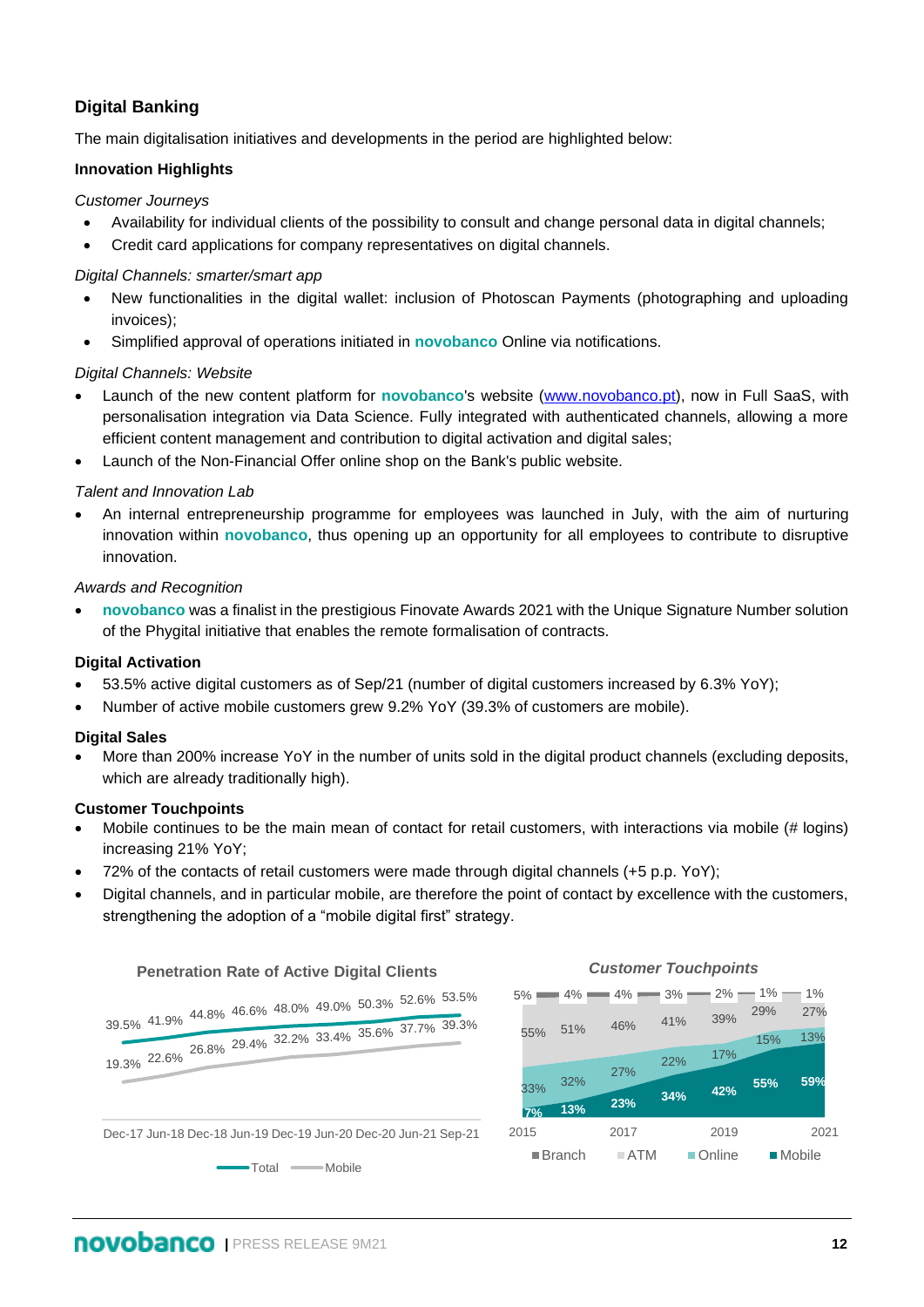## Digital Banking

The main digitalisation initiatives and developments in the period are highlighted below:

**Innovation Highlights**

*Customer Journeys*

- Availability for individual clients of the possibility to consult and change personal data in digital channels;
- Credit card applications for company representatives on digital channels.

*Digital Channels: smarter/smart app*

- New functionalities in the digital wallet: inclusion of Photoscan Payments (photographing and uploading invoices);
- Simplified approval of operations initiated in **novobanco** Online via notifications.

*Digital Channels: Website*

- Launch of the new content platform for **novobanco**'s website (www.novobanco.pt), now in Full SaaS, with personalisation integration via Data Science. Fully integrated with authenticated channels, allowing a more efficient content management and contribution to digital activation and digital sales;
- Launch of the Non-Financial Offer online shop on the Bank's public website.

*Talent and Innovation Lab*

- An internal entrepreneurship programme for employees was launched in July, with the aim of nurturing innovation within **novobanco**, thus opening up an opportunity for all employees to contribute to disruptive innovation.

*Awards and Recognition*

- **novobanco** was a finalist in the prestigious Finovate Awards 2021 with the Unique Signature Number solution of the Phygital initiative that enables the remote formalisation of contracts.

**Digital Activation**

- 53.5% active digital customers as of Sep/21 (number of digital customers increased by 6.3% YoY);
- Number of active mobile customers grew 9.2% YoY (39.3% of customers are mobile).

**Digital Sales**

- More than 200% increase YoY in the number of units sold in the digital product channels (excluding deposits, which are already traditionally high).

**Customer Touchpoints**

- Mobile continues to be the main mean of contact for retail customers, with interactions via mobile (# logins) increasing 21% YoY;
- 72% of the contacts of retail customers were made through digital channels (+5 p.p. YoY);
- Digital channels, and in particular mobile, are therefore the point of contact by excellence with the customers, strengthening the adoption of a "mobile digital first" strategy.

**Penetration Rate of Active Digital Clients**

| | Dec-17 | Jun-18 | Dec-18 | Jun-19 | Dec-19 | Jun-20 | Dec-20 | Jun-21 | Sep-21 |
|---|---|---|---|---|---|---|---|---|---|
| Total | 39.5% | 41.9% | 44.8% | 46.6% | 48.0% | 49.0% | 50.3% | 52.6% | 53.5% |
| Mobile | 19.3% | 22.6% | 26.8% | 29.4% | 32.2% | 33.4% | 35.6% | 37.7% | 39.3% |

***Customer Touchpoints***

| | 2015 | 2016 | 2017 | 2018 | 2019 | 2020 | 2021 |
|---|---|---|---|---|---|---|---|
| Branch | 5% | 4% | 4% | 3% | 2% | 1% | 1% |
| ATM | 55% | 51% | 46% | 41% | 39% | 29% | 27% |
| Online | 33% | 32% | 27% | 22% | 17% | 15% | 13% |
| Mobile | 7% | 13% | 23% | 34% | 42% | 55% | 59% |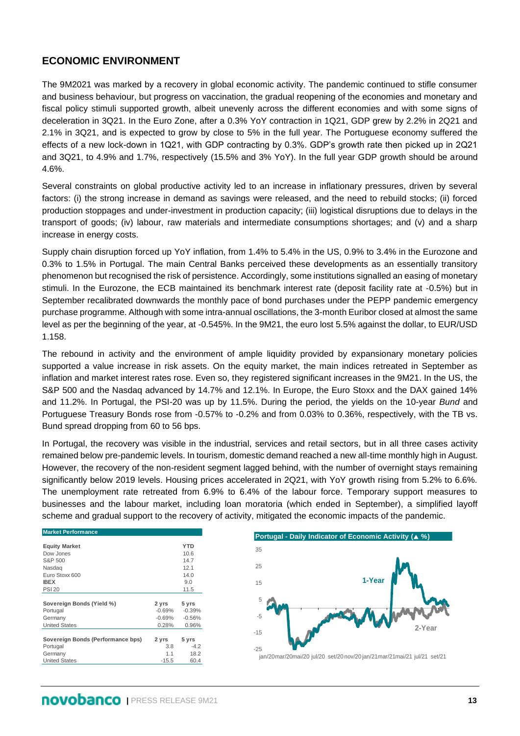## ECONOMIC ENVIRONMENT

The 9M2021 was marked by a recovery in global economic activity. The pandemic continued to stifle consumer and business behaviour, but progress on vaccination, the gradual reopening of the economies and monetary and fiscal policy stimuli supported growth, albeit unevenly across the different economies and with some signs of deceleration in 3Q21. In the Euro Zone, after a 0.3% YoY contraction in 1Q21, GDP grew by 2.2% in 2Q21 and 2.1% in 3Q21, and is expected to grow by close to 5% in the full year. The Portuguese economy suffered the effects of a new lock-down in 1Q21, with GDP contracting by 0.3%. GDP's growth rate then picked up in 2Q21 and 3Q21, to 4.9% and 1.7%, respectively (15.5% and 3% YoY). In the full year GDP growth should be around 4.6%.

Several constraints on global productive activity led to an increase in inflationary pressures, driven by several factors: (i) the strong increase in demand as savings were released, and the need to rebuild stocks; (ii) forced production stoppages and under-investment in production capacity; (iii) logistical disruptions due to delays in the transport of goods; (iv) labour, raw materials and intermediate consumptions shortages; and (v) and a sharp increase in energy costs.

Supply chain disruption forced up YoY inflation, from 1.4% to 5.4% in the US, 0.9% to 3.4% in the Eurozone and 0.3% to 1.5% in Portugal. The main Central Banks perceived these developments as an essentially transitory phenomenon but recognised the risk of persistence. Accordingly, some institutions signalled an easing of monetary stimuli. In the Eurozone, the ECB maintained its benchmark interest rate (deposit facility rate at -0.5%) but in September recalibrated downwards the monthly pace of bond purchases under the PEPP pandemic emergency purchase programme. Although with some intra-annual oscillations, the 3-month Euribor closed at almost the same level as per the beginning of the year, at -0.545%. In the 9M21, the euro lost 5.5% against the dollar, to EUR/USD 1.158.

The rebound in activity and the environment of ample liquidity provided by expansionary monetary policies supported a value increase in risk assets. On the equity market, the main indices retreated in September as inflation and market interest rates rose. Even so, they registered significant increases in the 9M21. In the US, the S&P 500 and the Nasdaq advanced by 14.7% and 12.1%. In Europe, the Euro Stoxx and the DAX gained 14% and 11.2%. In Portugal, the PSI-20 was up by 11.5%. During the period, the yields on the 10-year *Bund* and Portuguese Treasury Bonds rose from -0.57% to -0.2% and from 0.03% to 0.36%, respectively, with the TB vs. Bund spread dropping from 60 to 56 bps.

In Portugal, the recovery was visible in the industrial, services and retail sectors, but in all three cases activity remained below pre-pandemic levels. In tourism, domestic demand reached a new all-time monthly high in August. However, the recovery of the non-resident segment lagged behind, with the number of overnight stays remaining significantly below 2019 levels. Housing prices accelerated in 2Q21, with YoY growth rising from 5.2% to 6.6%. The unemployment rate retreated from 6.9% to 6.4% of the labour force. Temporary support measures to businesses and the labour market, including loan moratoria (which ended in September), a simplified layoff scheme and gradual support to the recovery of activity, mitigated the economic impacts of the pandemic.

**Market Performance**

| Equity Market | | YTD |
|---|---|---|
| Dow Jones | | 10.6 |
| S&P 500 | | 14.7 |
| Nasdaq | | 12.1 |
| Euro Stoxx 600 | | 14.0 |
| IBEX | | 9.0 |
| PSI 20 | | 11.5 |
| **Sovereign Bonds (Yield %)** | **2 yrs** | **5 yrs** |
| Portugal | -0.69% | -0.39% |
| Germany | -0.69% | -0.56% |
| United States | 0.28% | 0.96% |
| **Sovereign Bonds (Performance bps)** | **2 yrs** | **5 yrs** |
| Portugal | 3.8 | -4.2 |
| Germany | 1.1 | 18.2 |
| United States | -15.5 | 60.4 |

**Portugal - Daily Indicator of Economic Activity (▲ %)**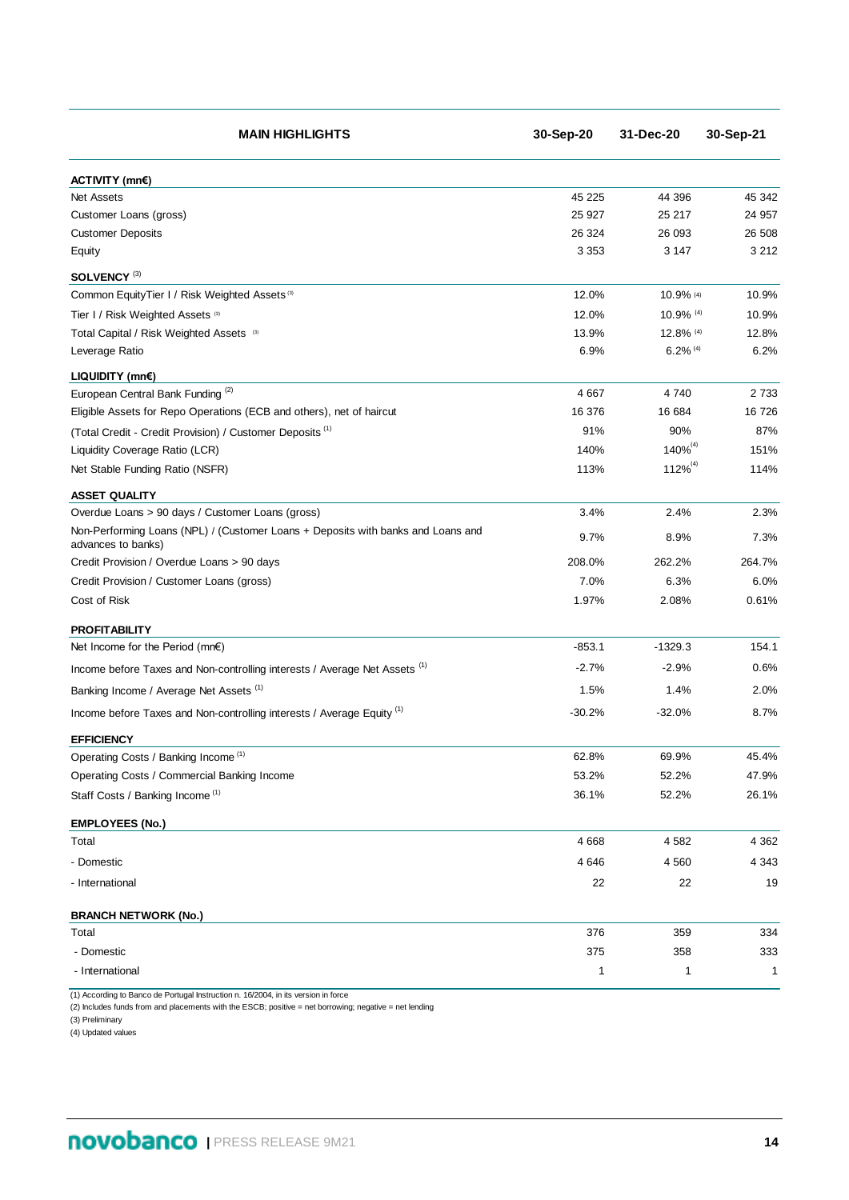| MAIN HIGHLIGHTS | 30-Sep-20 | 31-Dec-20 | 30-Sep-21 |
|---|---|---|---|
| **ACTIVITY (mn€)** | | | |
| Net Assets | 45 225 | 44 396 | 45 342 |
| Customer Loans (gross) | 25 927 | 25 217 | 24 957 |
| Customer Deposits | 26 324 | 26 093 | 26 508 |
| Equity | 3 353 | 3 147 | 3 212 |
| **SOLVENCY** [(3)] | | | |
| Common EquityTier I / Risk Weighted Assets [(3)] | 12.0% | 10.9% [(4)] | 10.9% |
| Tier I / Risk Weighted Assets [(3)] | 12.0% | 10.9% [(4)] | 10.9% |
| Total Capital / Risk Weighted Assets [(3)] | 13.9% | 12.8% [(4)] | 12.8% |
| Leverage Ratio | 6.9% | 6.2% [(4)] | 6.2% |
| **LIQUIDITY (mn€)** | | | |
| European Central Bank Funding [(2)] | 4 667 | 4 740 | 2 733 |
| Eligible Assets for Repo Operations (ECB and others), net of haircut | 16 376 | 16 684 | 16 726 |
| (Total Credit - Credit Provision) / Customer Deposits [(1)] | 91% | 90% | 87% |
| Liquidity Coverage Ratio (LCR) | 140% | 140% [(4)] | 151% |
| Net Stable Funding Ratio (NSFR) | 113% | 112% [(4)] | 114% |
| **ASSET QUALITY** | | | |
| Overdue Loans > 90 days / Customer Loans (gross) | 3.4% | 2.4% | 2.3% |
| Non-Performing Loans (NPL) / (Customer Loans + Deposits with banks and Loans and advances to banks) | 9.7% | 8.9% | 7.3% |
| Credit Provision / Overdue Loans > 90 days | 208.0% | 262.2% | 264.7% |
| Credit Provision / Customer Loans (gross) | 7.0% | 6.3% | 6.0% |
| Cost of Risk | 1.97% | 2.08% | 0.61% |
| **PROFITABILITY** | | | |
| Net Income for the Period (mn€) | -853.1 | -1329.3 | 154.1 |
| Income before Taxes and Non-controlling interests / Average Net Assets [(1)] | -2.7% | -2.9% | 0.6% |
| Banking Income / Average Net Assets [(1)] | 1.5% | 1.4% | 2.0% |
| Income before Taxes and Non-controlling interests / Average Equity [(1)] | -30.2% | -32.0% | 8.7% |
| **EFFICIENCY** | | | |
| Operating Costs / Banking Income [(1)] | 62.8% | 69.9% | 45.4% |
| Operating Costs / Commercial Banking Income | 53.2% | 52.2% | 47.9% |
| Staff Costs / Banking Income [(1)] | 36.1% | 52.2% | 26.1% |
| **EMPLOYEES (No.)** | | | |
| Total | 4 668 | 4 582 | 4 362 |
| - Domestic | 4 646 | 4 560 | 4 343 |
| - International | 22 | 22 | 19 |
| **BRANCH NETWORK (No.)** | | | |
| Total | 376 | 359 | 334 |
| - Domestic | 375 | 358 | 333 |
| - International | 1 | 1 | 1 |

(1) According to Banco de Portugal Instruction n. 16/2004, in its version in force
(2) Includes funds from and placements with the ESCB; positive = net borrowing; negative = net lending
(3) Preliminary
(4) Updated values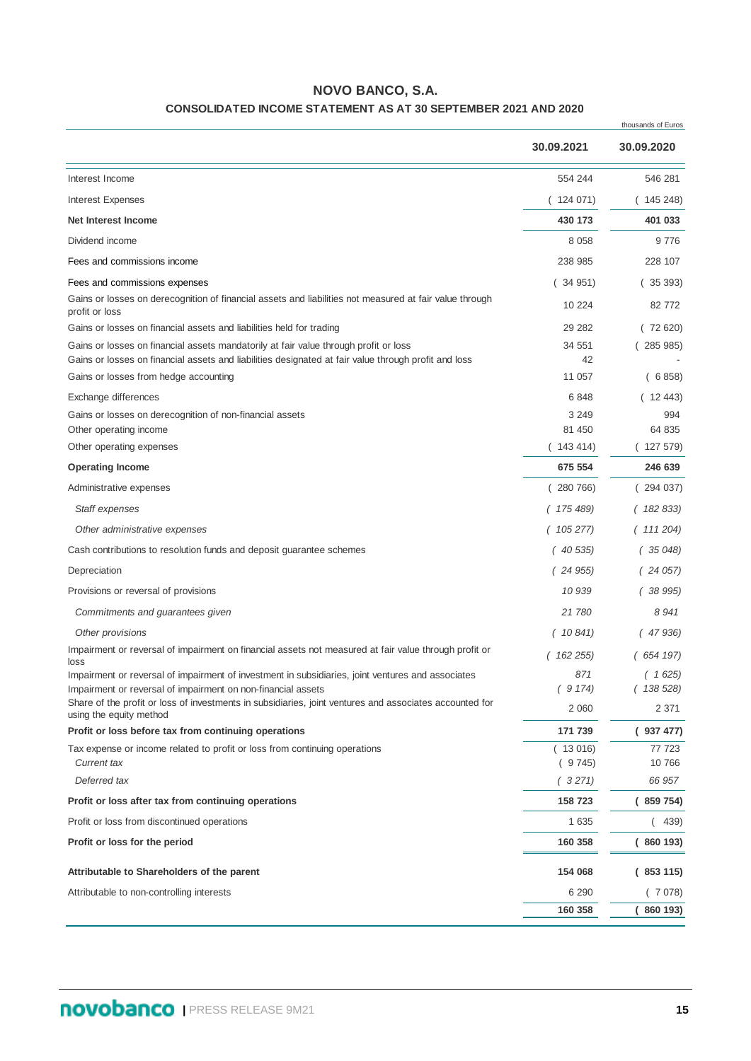# NOVO BANCO, S.A.

## CONSOLIDATED INCOME STATEMENT AS AT 30 SEPTEMBER 2021 AND 2020

thousands of Euros

| | 30.09.2021 | 30.09.2020 |
|---|---|---|
| Interest Income | 554 244 | 546 281 |
| Interest Expenses | ( 124 071) | ( 145 248) |
| **Net Interest Income** | **430 173** | **401 033** |
| Dividend income | 8 058 | 9 776 |
| Fees and commissions income | 238 985 | 228 107 |
| Fees and commissions expenses | ( 34 951) | ( 35 393) |
| Gains or losses on derecognition of financial assets and liabilities not measured at fair value through profit or loss | 10 224 | 82 772 |
| Gains or losses on financial assets and liabilities held for trading | 29 282 | ( 72 620) |
| Gains or losses on financial assets mandatorily at fair value through profit or loss | 34 551 | ( 285 985) |
| Gains or losses on financial assets and liabilities designated at fair value through profit and loss | 42 | - |
| Gains or losses from hedge accounting | 11 057 | ( 6 858) |
| Exchange differences | 6 848 | ( 12 443) |
| Gains or losses on derecognition of non-financial assets | 3 249 | 994 |
| Other operating income | 81 450 | 64 835 |
| Other operating expenses | ( 143 414) | ( 127 579) |
| **Operating Income** | **675 554** | **246 639** |
| Administrative expenses | ( 280 766) | ( 294 037) |
| *Staff expenses* | *( 175 489)* | *( 182 833)* |
| *Other administrative expenses* | *( 105 277)* | *( 111 204)* |
| Cash contributions to resolution funds and deposit guarantee schemes | *( 40 535)* | *( 35 048)* |
| Depreciation | *( 24 955)* | *( 24 057)* |
| Provisions or reversal of provisions | *10 939* | *( 38 995)* |
| *Commitments and guarantees given* | *21 780* | *8 941* |
| *Other provisions* | *( 10 841)* | *( 47 936)* |
| Impairment or reversal of impairment on financial assets not measured at fair value through profit or loss | *( 162 255)* | *( 654 197)* |
| Impairment or reversal of impairment on investment in subsidiaries, joint ventures and associates | *871* | *( 1 625)* |
| Impairment or reversal of impairment on non-financial assets | *( 9 174)* | *( 138 528)* |
| Share of the profit or loss of investments in subsidiaries, joint ventures and associates accounted for using the equity method | 2 060 | 2 371 |
| **Profit or loss before tax from continuing operations** | **171 739** | **( 937 477)** |
| Tax expense or income related to profit or loss from continuing operations | ( 13 016) | 77 723 |
| *Current tax* | ( 9 745) | 10 766 |
| *Deferred tax* | *( 3 271)* | *66 957* |
| **Profit or loss after tax from continuing operations** | **158 723** | **( 859 754)** |
| Profit or loss from discontinued operations | 1 635 | ( 439) |
| **Profit or loss for the period** | **160 358** | **( 860 193)** |
| **Attributable to Shareholders of the parent** | **154 068** | **( 853 115)** |
| Attributable to non-controlling interests | 6 290 | ( 7 078) |
| | **160 358** | **( 860 193)** |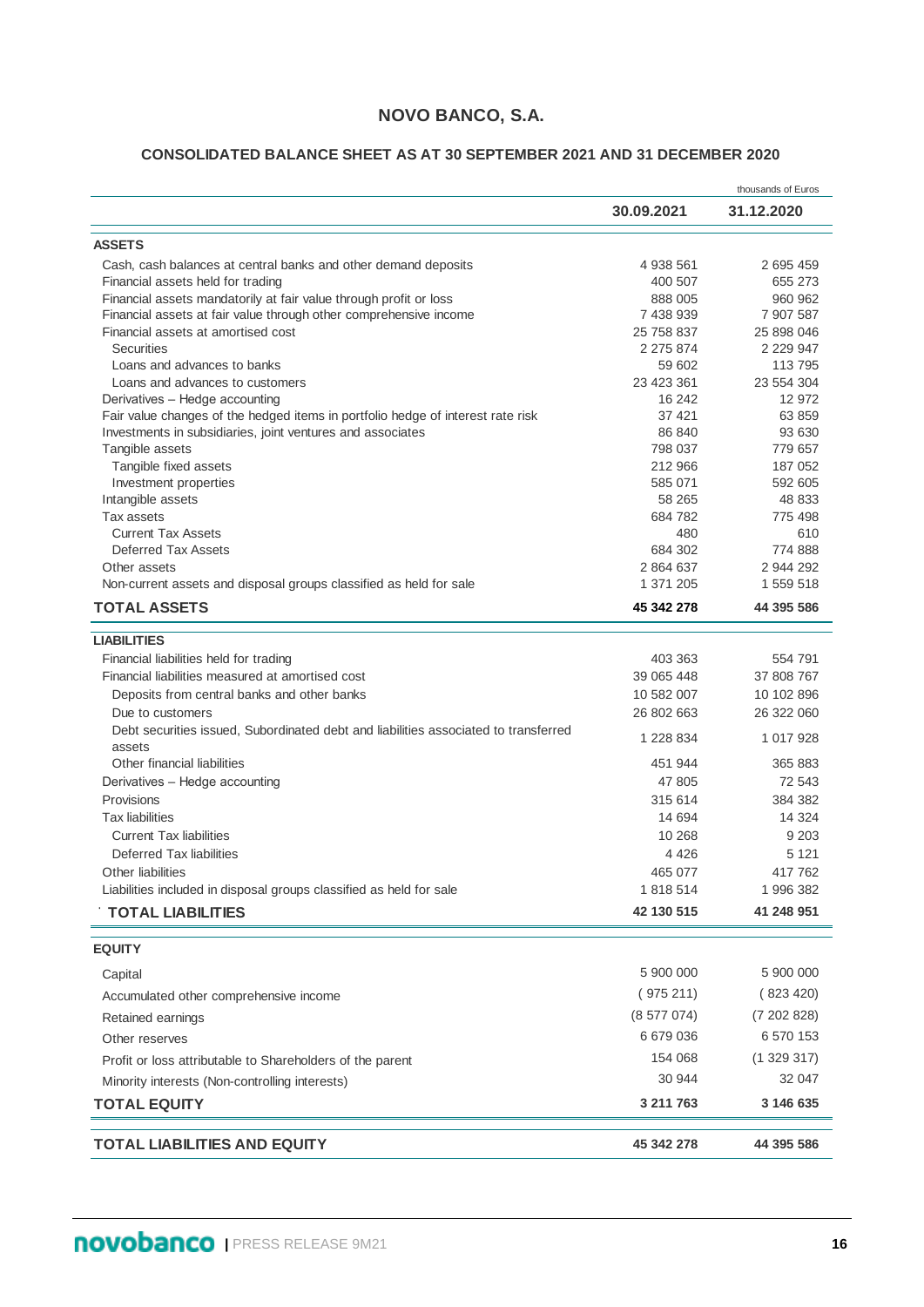# NOVO BANCO, S.A.

## CONSOLIDATED BALANCE SHEET AS AT 30 SEPTEMBER 2021 AND 31 DECEMBER 2020

thousands of Euros

| | 30.09.2021 | 31.12.2020 |
|---|---|---|
| **ASSETS** | | |
| Cash, cash balances at central banks and other demand deposits | 4 938 561 | 2 695 459 |
| Financial assets held for trading | 400 507 | 655 273 |
| Financial assets mandatorily at fair value through profit or loss | 888 005 | 960 962 |
| Financial assets at fair value through other comprehensive income | 7 438 939 | 7 907 587 |
| Financial assets at amortised cost | 25 758 837 | 25 898 046 |
| Securities | 2 275 874 | 2 229 947 |
| Loans and advances to banks | 59 602 | 113 795 |
| Loans and advances to customers | 23 423 361 | 23 554 304 |
| Derivatives – Hedge accounting | 16 242 | 12 972 |
| Fair value changes of the hedged items in portfolio hedge of interest rate risk | 37 421 | 63 859 |
| Investments in subsidiaries, joint ventures and associates | 86 840 | 93 630 |
| Tangible assets | 798 037 | 779 657 |
| Tangible fixed assets | 212 966 | 187 052 |
| Investment properties | 585 071 | 592 605 |
| Intangible assets | 58 265 | 48 833 |
| Tax assets | 684 782 | 775 498 |
| Current Tax Assets | 480 | 610 |
| Deferred Tax Assets | 684 302 | 774 888 |
| Other assets | 2 864 637 | 2 944 292 |
| Non-current assets and disposal groups classified as held for sale | 1 371 205 | 1 559 518 |
| **TOTAL ASSETS** | **45 342 278** | **44 395 586** |
| **LIABILITIES** | | |
| Financial liabilities held for trading | 403 363 | 554 791 |
| Financial liabilities measured at amortised cost | 39 065 448 | 37 808 767 |
| Deposits from central banks and other banks | 10 582 007 | 10 102 896 |
| Due to customers | 26 802 663 | 26 322 060 |
| Debt securities issued, Subordinated debt and liabilities associated to transferred assets | 1 228 834 | 1 017 928 |
| Other financial liabilities | 451 944 | 365 883 |
| Derivatives – Hedge accounting | 47 805 | 72 543 |
| Provisions | 315 614 | 384 382 |
| Tax liabilities | 14 694 | 14 324 |
| Current Tax liabilities | 10 268 | 9 203 |
| Deferred Tax liabilities | 4 426 | 5 121 |
| Other liabilities | 465 077 | 417 762 |
| Liabilities included in disposal groups classified as held for sale | 1 818 514 | 1 996 382 |
| **TOTAL LIABILITIES** | **42 130 515** | **41 248 951** |
| **EQUITY** | | |
| Capital | 5 900 000 | 5 900 000 |
| Accumulated other comprehensive income | ( 975 211) | ( 823 420) |
| Retained earnings | (8 577 074) | (7 202 828) |
| Other reserves | 6 679 036 | 6 570 153 |
| Profit or loss attributable to Shareholders of the parent | 154 068 | (1 329 317) |
| Minority interests (Non-controlling interests) | 30 944 | 32 047 |
| **TOTAL EQUITY** | **3 211 763** | **3 146 635** |
| **TOTAL LIABILITIES AND EQUITY** | **45 342 278** | **44 395 586** |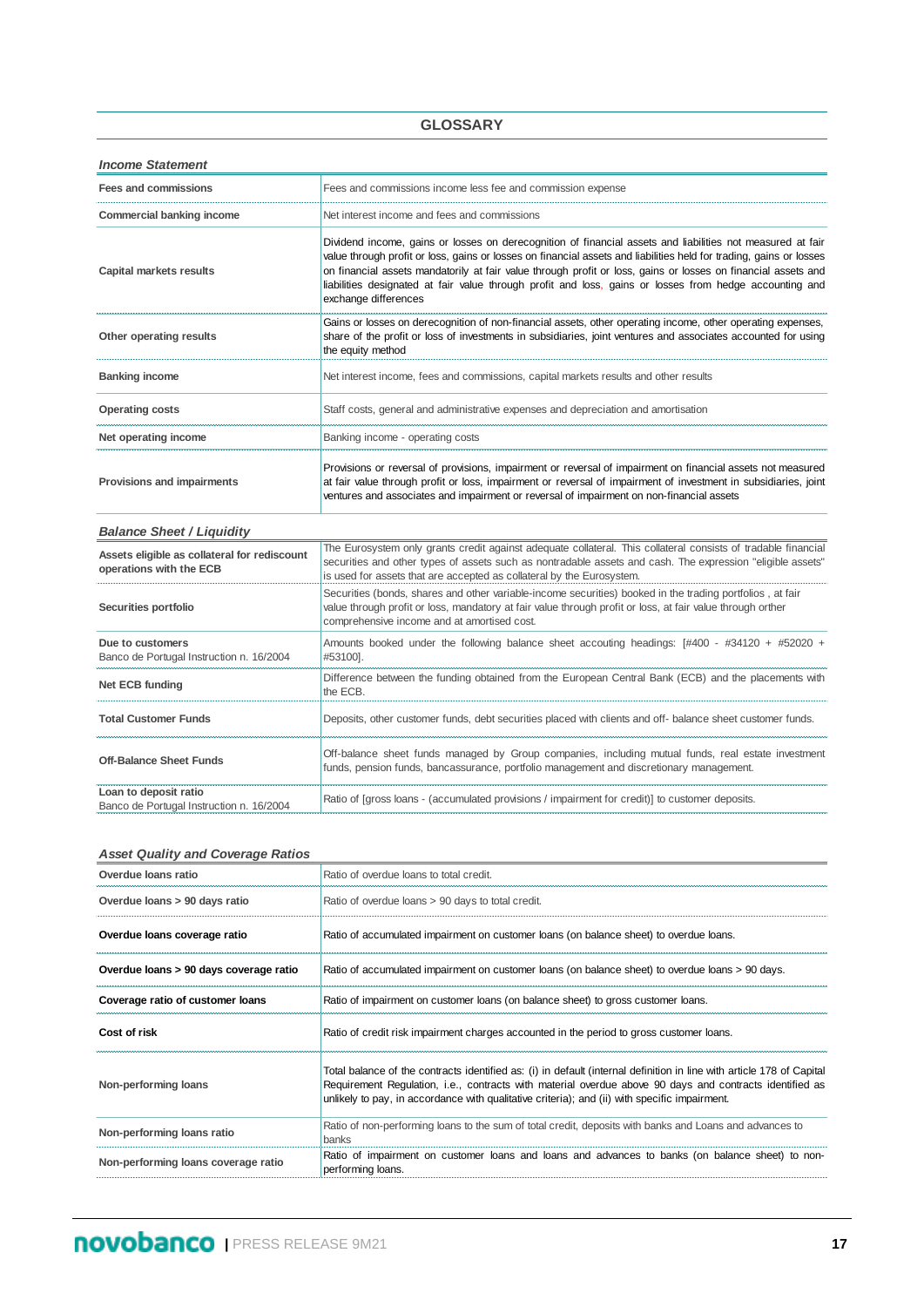## GLOSSARY

### *Income Statement*

| | |
|---|---|
| **Fees and commissions** | Fees and commissions income less fee and commission expense |
| **Commercial banking income** | Net interest income and fees and commissions |
| **Capital markets results** | Dividend income, gains or losses on derecognition of financial assets and liabilities not measured at fair value through profit or loss, gains or losses on financial assets and liabilities held for trading, gains or losses on financial assets mandatorily at fair value through profit or loss, gains or losses on financial assets and liabilities designated at fair value through profit and loss, gains or losses from hedge accounting and exchange differences |
| **Other operating results** | Gains or losses on derecognition of non-financial assets, other operating income, other operating expenses, share of the profit or loss of investments in subsidiaries, joint ventures and associates accounted for using the equity method |
| **Banking income** | Net interest income, fees and commissions, capital markets results and other results |
| **Operating costs** | Staff costs, general and administrative expenses and depreciation and amortisation |
| **Net operating income** | Banking income - operating costs |
| **Provisions and impairments** | Provisions or reversal of provisions, impairment or reversal of impairment on financial assets not measured at fair value through profit or loss, impairment or reversal of impairment of investment in subsidiaries, joint ventures and associates and impairment or reversal of impairment on non-financial assets |

### *Balance Sheet / Liquidity*

| | |
|---|---|
| **Assets eligible as collateral for rediscount operations with the ECB** | The Eurosystem only grants credit against adequate collateral. This collateral consists of tradable financial securities and other types of assets such as nontradable assets and cash. The expression "eligible assets" is used for assets that are accepted as collateral by the Eurosystem. |
| **Securities portfolio** | Securities (bonds, shares and other variable-income securities) booked in the trading portfolios , at fair value through profit or loss, mandatory at fair value through profit or loss, at fair value through orther comprehensive income and at amortised cost. |
| **Due to customers** Banco de Portugal Instruction n. 16/2004 | Amounts booked under the following balance sheet accouting headings: [#400 - #34120 + #52020 + #53100]. |
| **Net ECB funding** | Difference between the funding obtained from the European Central Bank (ECB) and the placements with the ECB. |
| **Total Customer Funds** | Deposits, other customer funds, debt securities placed with clients and off- balance sheet customer funds. |
| **Off-Balance Sheet Funds** | Off-balance sheet funds managed by Group companies, including mutual funds, real estate investment funds, pension funds, bancassurance, portfolio management and discretionary management. |
| **Loan to deposit ratio** Banco de Portugal Instruction n. 16/2004 | Ratio of [gross loans - (accumulated provisions / impairment for credit)] to customer deposits. |

### *Asset Quality and Coverage Ratios*

| | |
|---|---|
| **Overdue loans ratio** | Ratio of overdue loans to total credit. |
| **Overdue loans > 90 days ratio** | Ratio of overdue loans > 90 days to total credit. |
| **Overdue loans coverage ratio** | Ratio of accumulated impairment on customer loans (on balance sheet) to overdue loans. |
| **Overdue loans > 90 days coverage ratio** | Ratio of accumulated impairment on customer loans (on balance sheet) to overdue loans > 90 days. |
| **Coverage ratio of customer loans** | Ratio of impairment on customer loans (on balance sheet) to gross customer loans. |
| **Cost of risk** | Ratio of credit risk impairment charges accounted in the period to gross customer loans. |
| **Non-performing loans** | Total balance of the contracts identified as: (i) in default (internal definition in line with article 178 of Capital Requirement Regulation, i.e., contracts with material overdue above 90 days and contracts identified as unlikely to pay, in accordance with qualitative criteria); and (ii) with specific impairment. |
| **Non-performing loans ratio** | Ratio of non-performing loans to the sum of total credit, deposits with banks and Loans and advances to banks |
| **Non-performing loans coverage ratio** | Ratio of impairment on customer loans and loans and advances to banks (on balance sheet) to non-performing loans. |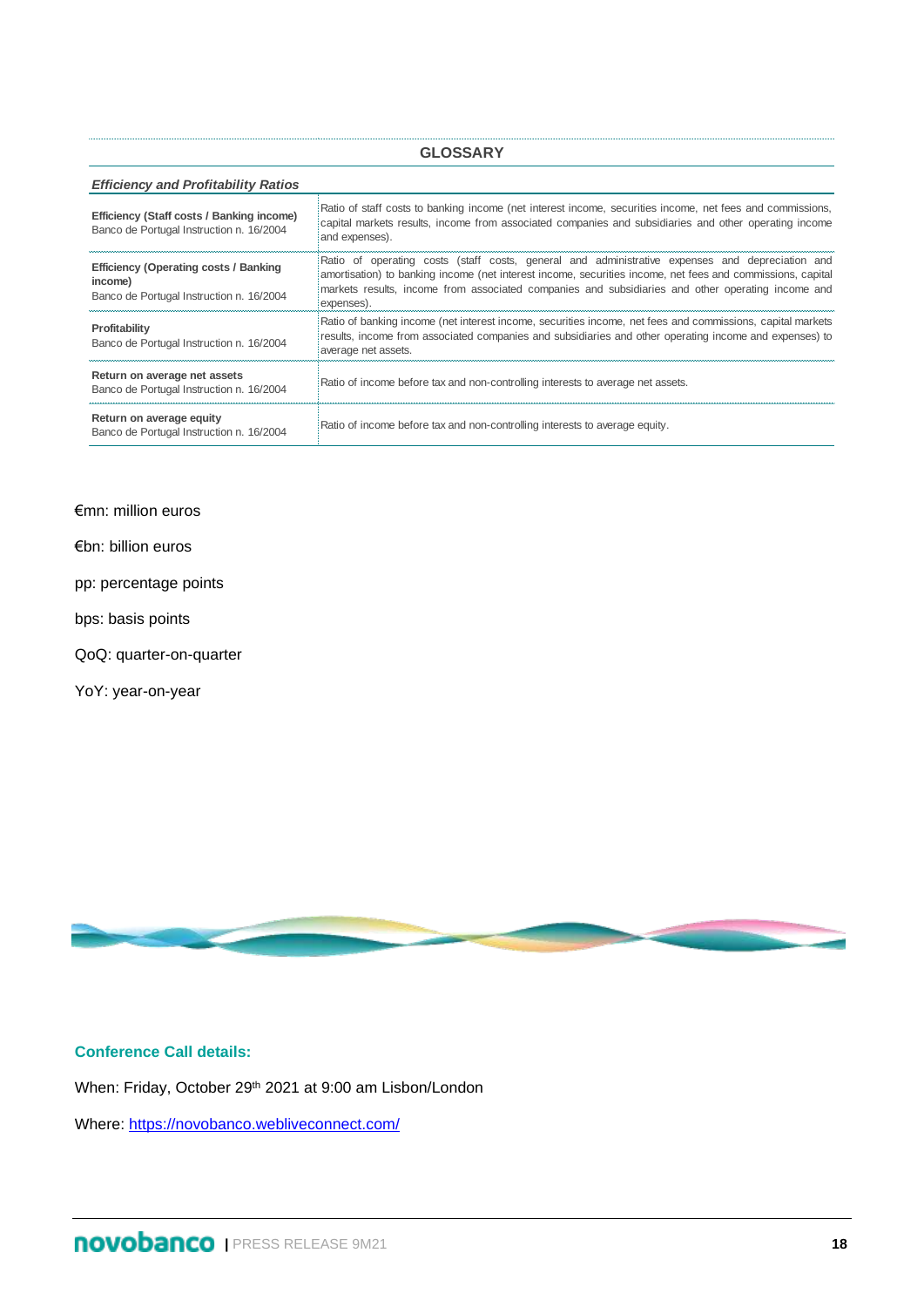## GLOSSARY

| *Efficiency and Profitability Ratios* | |
|---|---|
| **Efficiency (Staff costs / Banking income)**<br>Banco de Portugal Instruction n. 16/2004 | Ratio of staff costs to banking income (net interest income, securities income, net fees and commissions, capital markets results, income from associated companies and subsidiaries and other operating income and expenses). |
| **Efficiency (Operating costs / Banking income)**<br>Banco de Portugal Instruction n. 16/2004 | Ratio of operating costs (staff costs, general and administrative expenses and depreciation and amortisation) to banking income (net interest income, securities income, net fees and commissions, capital markets results, income from associated companies and subsidiaries and other operating income and expenses). |
| **Profitability**<br>Banco de Portugal Instruction n. 16/2004 | Ratio of banking income (net interest income, securities income, net fees and commissions, capital markets results, income from associated companies and subsidiaries and other operating income and expenses) to average net assets. |
| **Return on average net assets**<br>Banco de Portugal Instruction n. 16/2004 | Ratio of income before tax and non-controlling interests to average net assets. |
| **Return on average equity**<br>Banco de Portugal Instruction n. 16/2004 | Ratio of income before tax and non-controlling interests to average equity. |

€mn: million euros

€bn: billion euros

pp: percentage points

bps: basis points

QoQ: quarter-on-quarter

YoY: year-on-year

**Conference Call details:**

When: Friday, October 29th 2021 at 9:00 am Lisbon/London

Where: https://novobanco.webliveconnect.com/